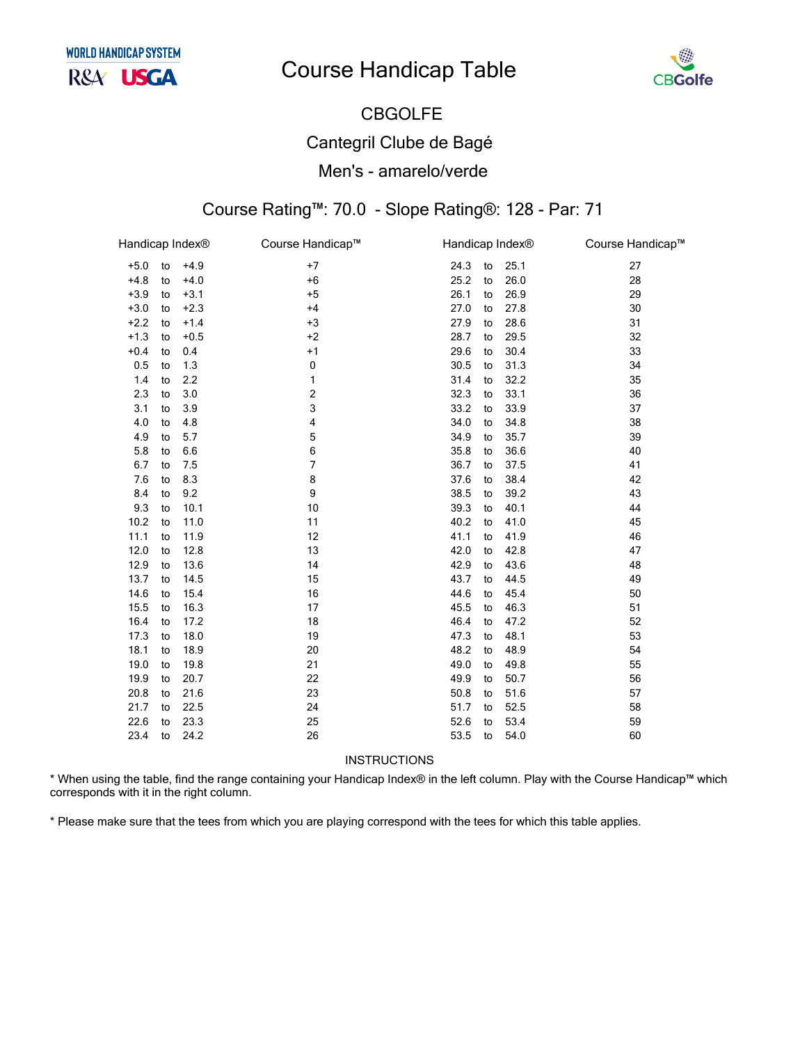# Course Handicap Table

## CBGOLFE

## Cantegril Clube de Bagé

## Men's - amarelo/verde

### Course Rating™: 70.0 - Slope Rating®: 128 - Par: 71

| Handicap Index® | Course Handicap™ | Handicap Index® | Course Handicap™ |
|---|---|---|---|
| +5.0 to +4.9 | +7 | 24.3 to 25.1 | 27 |
| +4.8 to +4.0 | +6 | 25.2 to 26.0 | 28 |
| +3.9 to +3.1 | +5 | 26.1 to 26.9 | 29 |
| +3.0 to +2.3 | +4 | 27.0 to 27.8 | 30 |
| +2.2 to +1.4 | +3 | 27.9 to 28.6 | 31 |
| +1.3 to +0.5 | +2 | 28.7 to 29.5 | 32 |
| +0.4 to 0.4 | +1 | 29.6 to 30.4 | 33 |
| 0.5 to 1.3 | 0 | 30.5 to 31.3 | 34 |
| 1.4 to 2.2 | 1 | 31.4 to 32.2 | 35 |
| 2.3 to 3.0 | 2 | 32.3 to 33.1 | 36 |
| 3.1 to 3.9 | 3 | 33.2 to 33.9 | 37 |
| 4.0 to 4.8 | 4 | 34.0 to 34.8 | 38 |
| 4.9 to 5.7 | 5 | 34.9 to 35.7 | 39 |
| 5.8 to 6.6 | 6 | 35.8 to 36.6 | 40 |
| 6.7 to 7.5 | 7 | 36.7 to 37.5 | 41 |
| 7.6 to 8.3 | 8 | 37.6 to 38.4 | 42 |
| 8.4 to 9.2 | 9 | 38.5 to 39.2 | 43 |
| 9.3 to 10.1 | 10 | 39.3 to 40.1 | 44 |
| 10.2 to 11.0 | 11 | 40.2 to 41.0 | 45 |
| 11.1 to 11.9 | 12 | 41.1 to 41.9 | 46 |
| 12.0 to 12.8 | 13 | 42.0 to 42.8 | 47 |
| 12.9 to 13.6 | 14 | 42.9 to 43.6 | 48 |
| 13.7 to 14.5 | 15 | 43.7 to 44.5 | 49 |
| 14.6 to 15.4 | 16 | 44.6 to 45.4 | 50 |
| 15.5 to 16.3 | 17 | 45.5 to 46.3 | 51 |
| 16.4 to 17.2 | 18 | 46.4 to 47.2 | 52 |
| 17.3 to 18.0 | 19 | 47.3 to 48.1 | 53 |
| 18.1 to 18.9 | 20 | 48.2 to 48.9 | 54 |
| 19.0 to 19.8 | 21 | 49.0 to 49.8 | 55 |
| 19.9 to 20.7 | 22 | 49.9 to 50.7 | 56 |
| 20.8 to 21.6 | 23 | 50.8 to 51.6 | 57 |
| 21.7 to 22.5 | 24 | 51.7 to 52.5 | 58 |
| 22.6 to 23.3 | 25 | 52.6 to 53.4 | 59 |
| 23.4 to 24.2 | 26 | 53.5 to 54.0 | 60 |

INSTRUCTIONS

* When using the table, find the range containing your Handicap Index® in the left column. Play with the Course Handicap™ which corresponds with it in the right column.

* Please make sure that the tees from which you are playing correspond with the tees for which this table applies.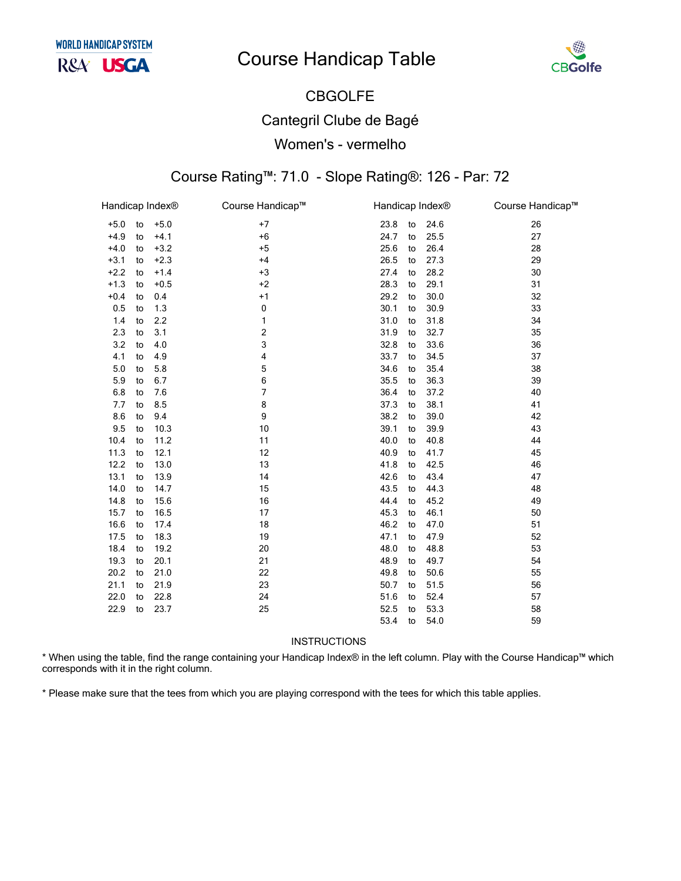# Course Handicap Table

## CBGOLFE

### Cantegril Clube de Bagé

### Women's - vermelho

### Course Rating™: 71.0 - Slope Rating®: 126 - Par: 72

| Handicap Index® | | | Course Handicap™ | Handicap Index® | | | Course Handicap™ |
|---|---|---|---|---|---|---|---|
| +5.0 | to | +5.0 | +7 | 23.8 | to | 24.6 | 26 |
| +4.9 | to | +4.1 | +6 | 24.7 | to | 25.5 | 27 |
| +4.0 | to | +3.2 | +5 | 25.6 | to | 26.4 | 28 |
| +3.1 | to | +2.3 | +4 | 26.5 | to | 27.3 | 29 |
| +2.2 | to | +1.4 | +3 | 27.4 | to | 28.2 | 30 |
| +1.3 | to | +0.5 | +2 | 28.3 | to | 29.1 | 31 |
| +0.4 | to | 0.4 | +1 | 29.2 | to | 30.0 | 32 |
| 0.5 | to | 1.3 | 0 | 30.1 | to | 30.9 | 33 |
| 1.4 | to | 2.2 | 1 | 31.0 | to | 31.8 | 34 |
| 2.3 | to | 3.1 | 2 | 31.9 | to | 32.7 | 35 |
| 3.2 | to | 4.0 | 3 | 32.8 | to | 33.6 | 36 |
| 4.1 | to | 4.9 | 4 | 33.7 | to | 34.5 | 37 |
| 5.0 | to | 5.8 | 5 | 34.6 | to | 35.4 | 38 |
| 5.9 | to | 6.7 | 6 | 35.5 | to | 36.3 | 39 |
| 6.8 | to | 7.6 | 7 | 36.4 | to | 37.2 | 40 |
| 7.7 | to | 8.5 | 8 | 37.3 | to | 38.1 | 41 |
| 8.6 | to | 9.4 | 9 | 38.2 | to | 39.0 | 42 |
| 9.5 | to | 10.3 | 10 | 39.1 | to | 39.9 | 43 |
| 10.4 | to | 11.2 | 11 | 40.0 | to | 40.8 | 44 |
| 11.3 | to | 12.1 | 12 | 40.9 | to | 41.7 | 45 |
| 12.2 | to | 13.0 | 13 | 41.8 | to | 42.5 | 46 |
| 13.1 | to | 13.9 | 14 | 42.6 | to | 43.4 | 47 |
| 14.0 | to | 14.7 | 15 | 43.5 | to | 44.3 | 48 |
| 14.8 | to | 15.6 | 16 | 44.4 | to | 45.2 | 49 |
| 15.7 | to | 16.5 | 17 | 45.3 | to | 46.1 | 50 |
| 16.6 | to | 17.4 | 18 | 46.2 | to | 47.0 | 51 |
| 17.5 | to | 18.3 | 19 | 47.1 | to | 47.9 | 52 |
| 18.4 | to | 19.2 | 20 | 48.0 | to | 48.8 | 53 |
| 19.3 | to | 20.1 | 21 | 48.9 | to | 49.7 | 54 |
| 20.2 | to | 21.0 | 22 | 49.8 | to | 50.6 | 55 |
| 21.1 | to | 21.9 | 23 | 50.7 | to | 51.5 | 56 |
| 22.0 | to | 22.8 | 24 | 51.6 | to | 52.4 | 57 |
| 22.9 | to | 23.7 | 25 | 52.5 | to | 53.3 | 58 |
| | | | | 53.4 | to | 54.0 | 59 |

INSTRUCTIONS

* When using the table, find the range containing your Handicap Index® in the left column. Play with the Course Handicap™ which corresponds with it in the right column.

* Please make sure that the tees from which you are playing correspond with the tees for which this table applies.